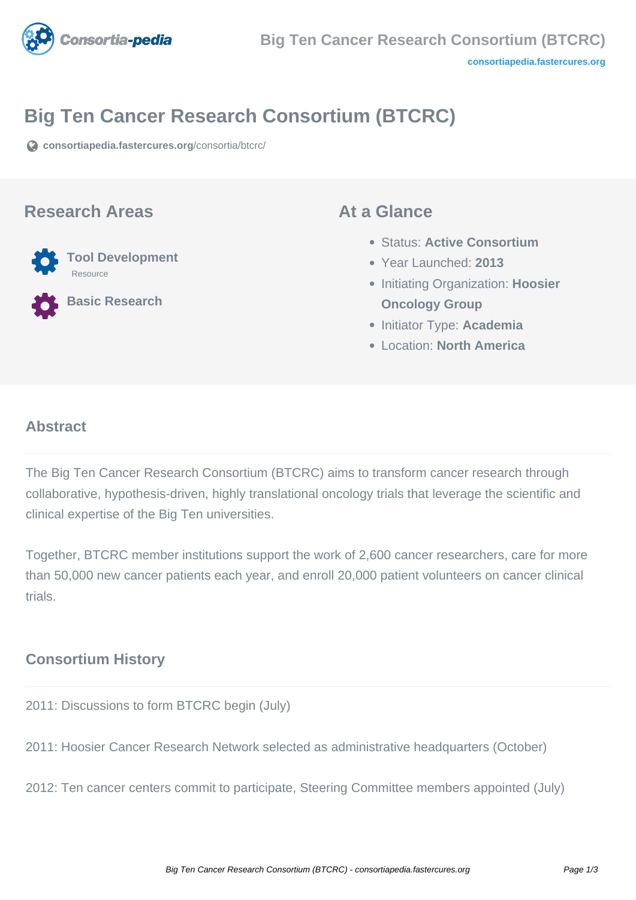# Big Ten Cancer Research Consortium (BTCRC)

consortiapedia.fastercures.org/consortia/btcrc/

## Research Areas

- **Tool Development**
  Resource
- **Basic Research**

## At a Glance

- Status: **Active Consortium**
- Year Launched: **2013**
- Initiating Organization: **Hoosier Oncology Group**
- Initiator Type: **Academia**
- Location: **North America**

## Abstract

The Big Ten Cancer Research Consortium (BTCRC) aims to transform cancer research through collaborative, hypothesis-driven, highly translational oncology trials that leverage the scientific and clinical expertise of the Big Ten universities.

Together, BTCRC member institutions support the work of 2,600 cancer researchers, care for more than 50,000 new cancer patients each year, and enroll 20,000 patient volunteers on cancer clinical trials.

## Consortium History

2011: Discussions to form BTCRC begin (July)

2011: Hoosier Cancer Research Network selected as administrative headquarters (October)

2012: Ten cancer centers commit to participate, Steering Committee members appointed (July)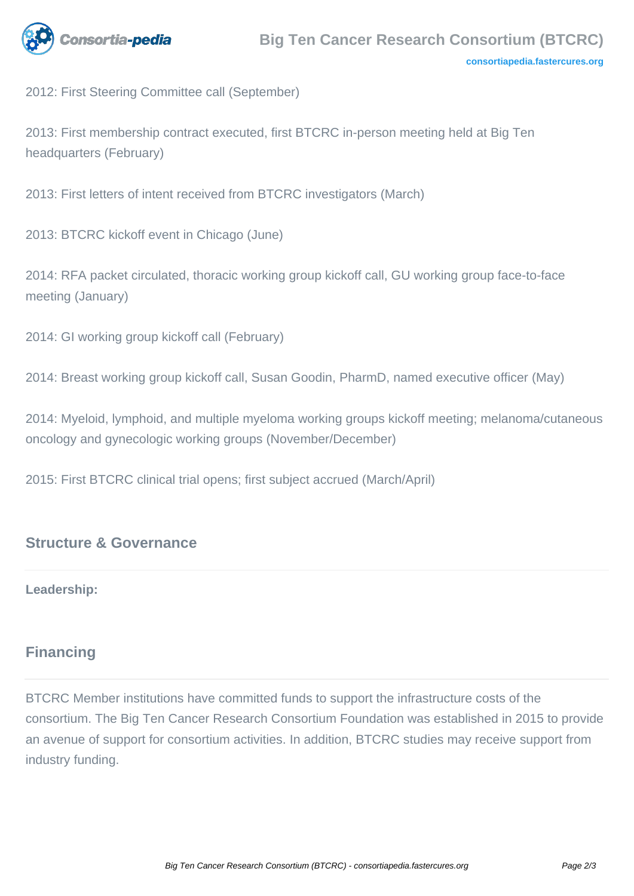2012: First Steering Committee call (September)

2013: First membership contract executed, first BTCRC in-person meeting held at Big Ten headquarters (February)

2013: First letters of intent received from BTCRC investigators (March)

2013: BTCRC kickoff event in Chicago (June)

2014: RFA packet circulated, thoracic working group kickoff call, GU working group face-to-face meeting (January)

2014: GI working group kickoff call (February)

2014: Breast working group kickoff call, Susan Goodin, PharmD, named executive officer (May)

2014: Myeloid, lymphoid, and multiple myeloma working groups kickoff meeting; melanoma/cutaneous oncology and gynecologic working groups (November/December)

2015: First BTCRC clinical trial opens; first subject accrued (March/April)

## Structure & Governance

**Leadership:**

## Financing

BTCRC Member institutions have committed funds to support the infrastructure costs of the consortium. The Big Ten Cancer Research Consortium Foundation was established in 2015 to provide an avenue of support for consortium activities. In addition, BTCRC studies may receive support from industry funding.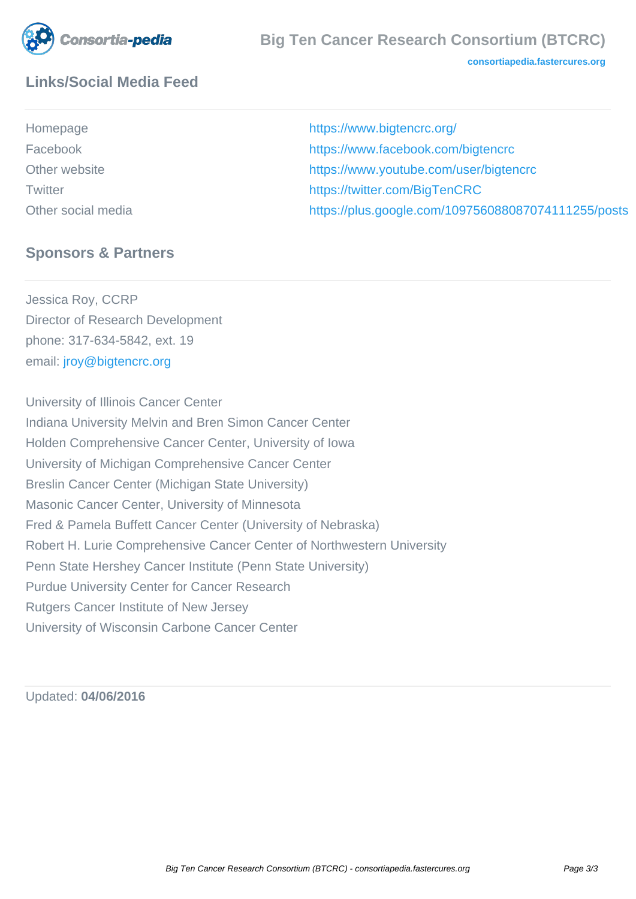## Links/Social Media Feed

| | |
|---|---|
| Homepage | https://www.bigtencrc.org/ |
| Facebook | https://www.facebook.com/bigtencrc |
| Other website | https://www.youtube.com/user/bigtencrc |
| Twitter | https://twitter.com/BigTenCRC |
| Other social media | https://plus.google.com/109756088087074111255/posts |

## Sponsors & Partners

Jessica Roy, CCRP
Director of Research Development
phone: 317-634-5842, ext. 19
email: jroy@bigtencrc.org

University of Illinois Cancer Center
Indiana University Melvin and Bren Simon Cancer Center
Holden Comprehensive Cancer Center, University of Iowa
University of Michigan Comprehensive Cancer Center
Breslin Cancer Center (Michigan State University)
Masonic Cancer Center, University of Minnesota
Fred & Pamela Buffett Cancer Center (University of Nebraska)
Robert H. Lurie Comprehensive Cancer Center of Northwestern University
Penn State Hershey Cancer Institute (Penn State University)
Purdue University Center for Cancer Research
Rutgers Cancer Institute of New Jersey
University of Wisconsin Carbone Cancer Center

Updated: **04/06/2016**